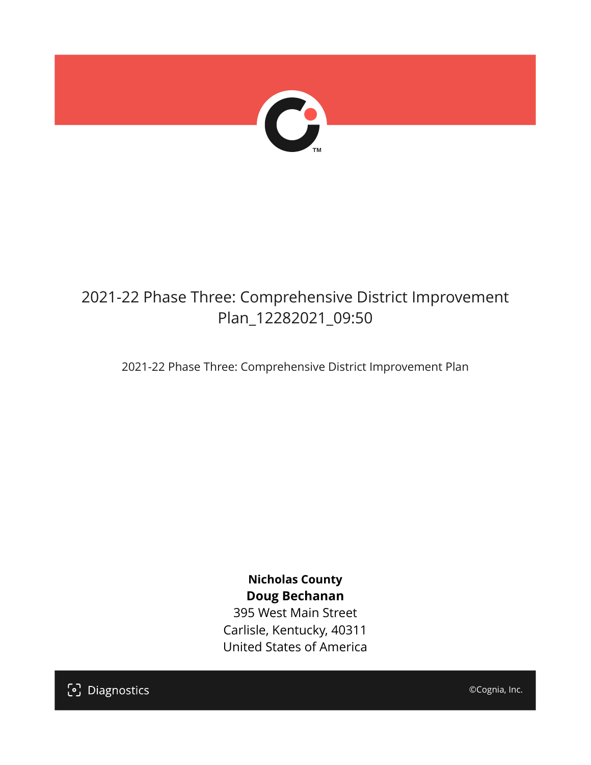# 2021-22 Phase Three: Comprehensive District Improvement Plan_12282021_09:50

2021-22 Phase Three: Comprehensive District Improvement Plan

**Nicholas County**
**Doug Bechanan**
395 West Main Street
Carlisle, Kentucky, 40311
United States of America

Diagnostics

©Cognia, Inc.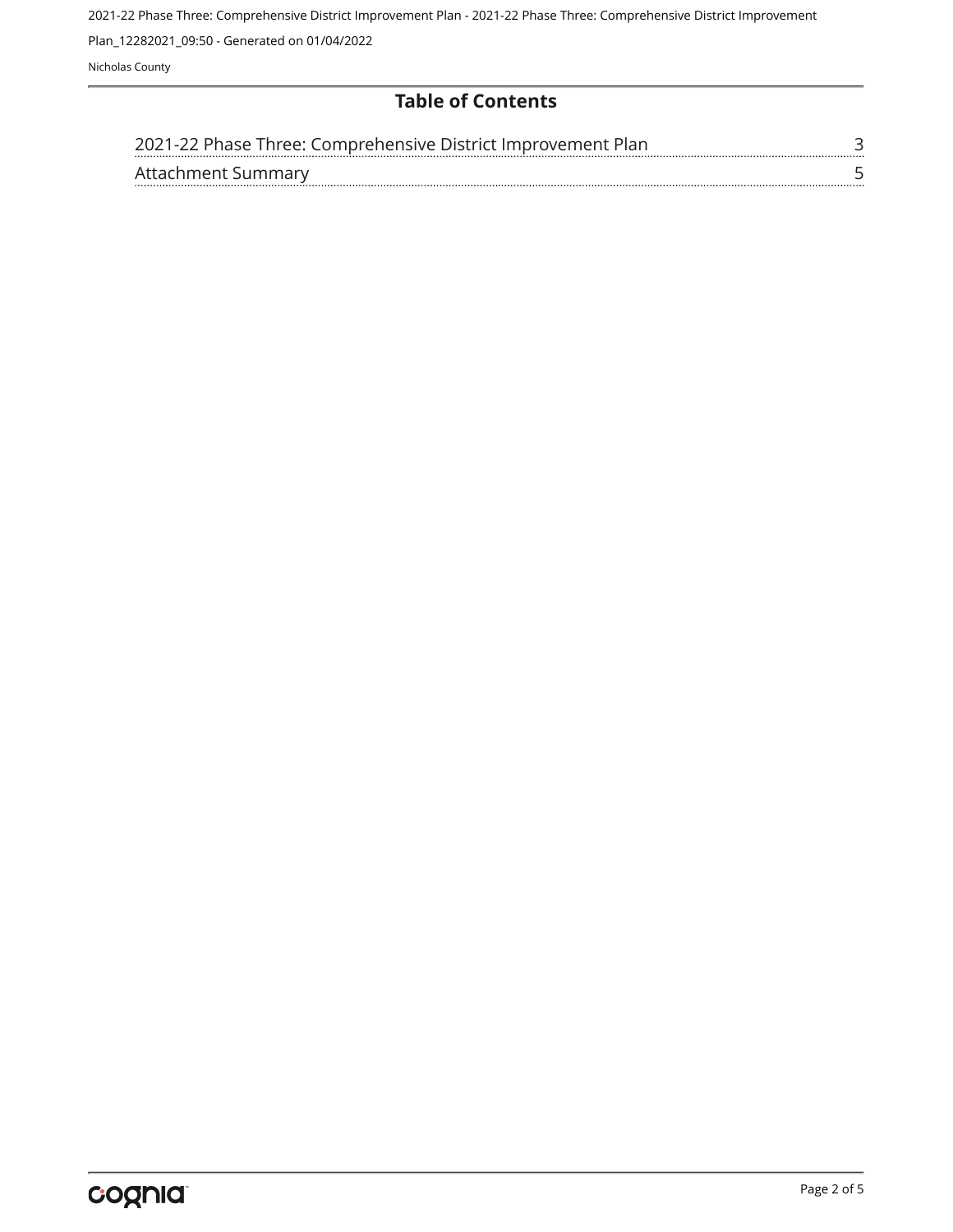# Table of Contents

| | |
|---|---|
| 2021-22 Phase Three: Comprehensive District Improvement Plan | 3 |
| Attachment Summary | 5 |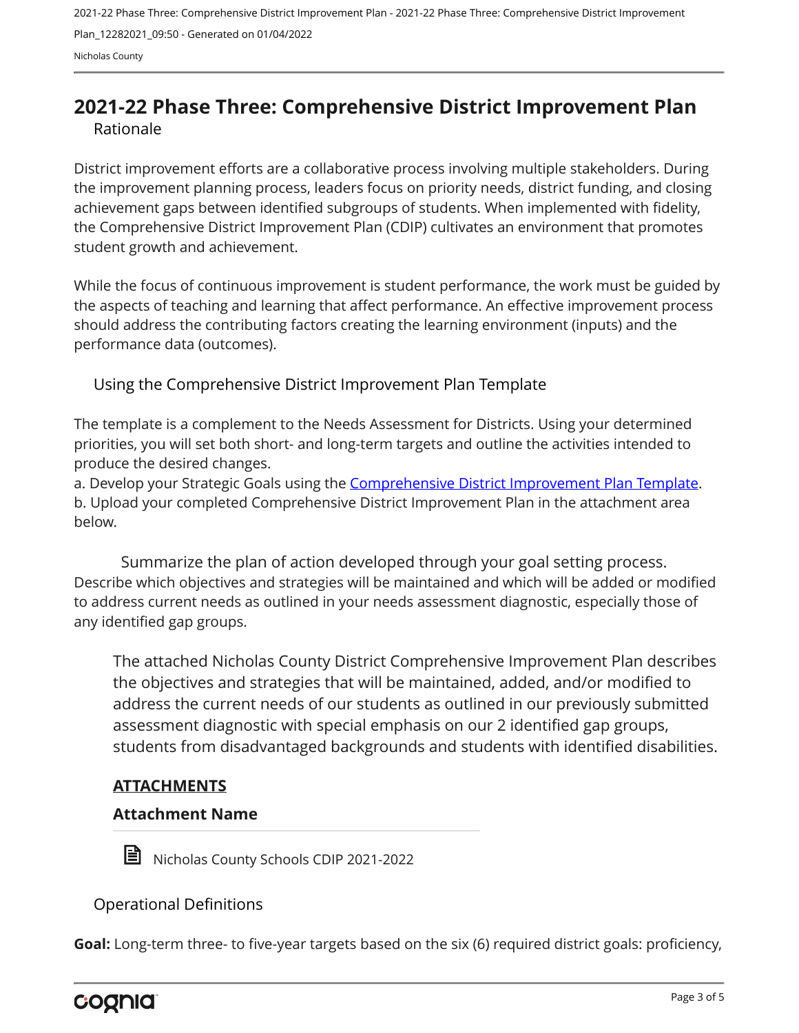# 2021-22 Phase Three: Comprehensive District Improvement Plan

## Rationale

District improvement efforts are a collaborative process involving multiple stakeholders. During the improvement planning process, leaders focus on priority needs, district funding, and closing achievement gaps between identified subgroups of students. When implemented with fidelity, the Comprehensive District Improvement Plan (CDIP) cultivates an environment that promotes student growth and achievement.

While the focus of continuous improvement is student performance, the work must be guided by the aspects of teaching and learning that affect performance. An effective improvement process should address the contributing factors creating the learning environment (inputs) and the performance data (outcomes).

## Using the Comprehensive District Improvement Plan Template

The template is a complement to the Needs Assessment for Districts. Using your determined priorities, you will set both short- and long-term targets and outline the activities intended to produce the desired changes.
a. Develop your Strategic Goals using the Comprehensive District Improvement Plan Template.
b. Upload your completed Comprehensive District Improvement Plan in the attachment area below.

Summarize the plan of action developed through your goal setting process. Describe which objectives and strategies will be maintained and which will be added or modified to address current needs as outlined in your needs assessment diagnostic, especially those of any identified gap groups.

The attached Nicholas County District Comprehensive Improvement Plan describes the objectives and strategies that will be maintained, added, and/or modified to address the current needs of our students as outlined in our previously submitted assessment diagnostic with special emphasis on our 2 identified gap groups, students from disadvantaged backgrounds and students with identified disabilities.

**ATTACHMENTS**

**Attachment Name**

Nicholas County Schools CDIP 2021-2022

## Operational Definitions

**Goal:** Long-term three- to five-year targets based on the six (6) required district goals: proficiency,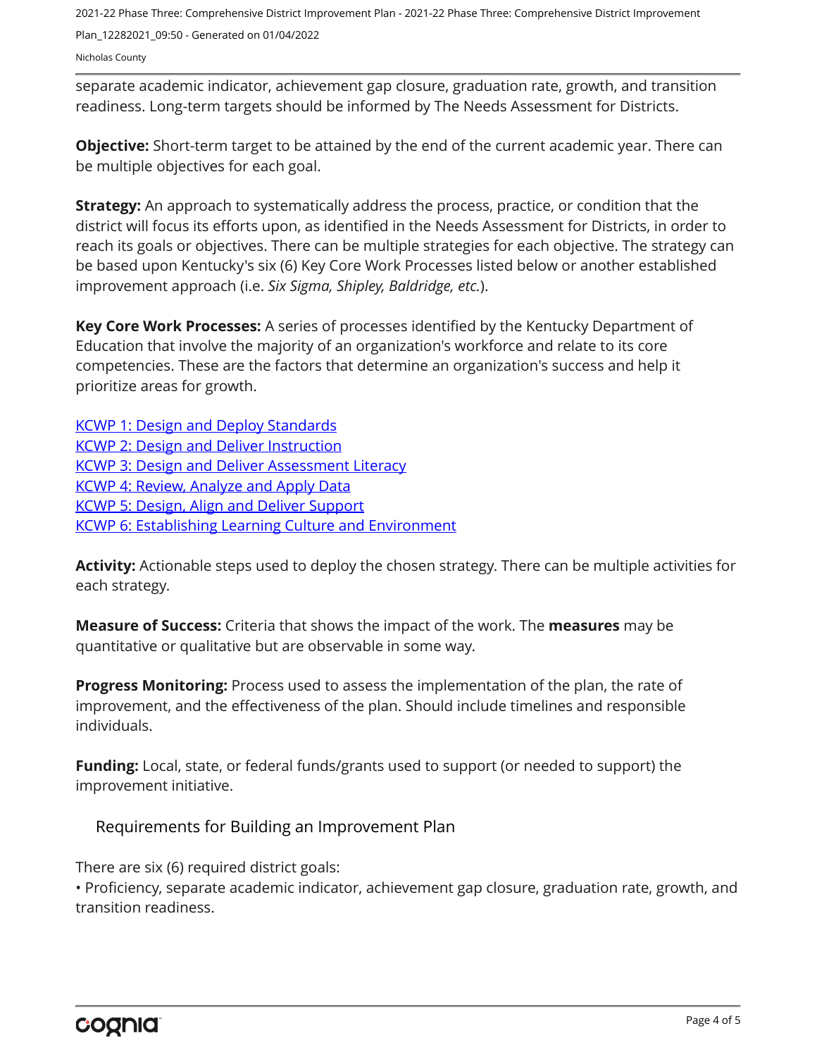separate academic indicator, achievement gap closure, graduation rate, growth, and transition readiness. Long-term targets should be informed by The Needs Assessment for Districts.

**Objective:** Short-term target to be attained by the end of the current academic year. There can be multiple objectives for each goal.

**Strategy:** An approach to systematically address the process, practice, or condition that the district will focus its efforts upon, as identified in the Needs Assessment for Districts, in order to reach its goals or objectives. There can be multiple strategies for each objective. The strategy can be based upon Kentucky's six (6) Key Core Work Processes listed below or another established improvement approach (i.e. *Six Sigma, Shipley, Baldridge, etc.*).

**Key Core Work Processes:** A series of processes identified by the Kentucky Department of Education that involve the majority of an organization's workforce and relate to its core competencies. These are the factors that determine an organization's success and help it prioritize areas for growth.

KCWP 1: Design and Deploy Standards
KCWP 2: Design and Deliver Instruction
KCWP 3: Design and Deliver Assessment Literacy
KCWP 4: Review, Analyze and Apply Data
KCWP 5: Design, Align and Deliver Support
KCWP 6: Establishing Learning Culture and Environment

**Activity:** Actionable steps used to deploy the chosen strategy. There can be multiple activities for each strategy.

**Measure of Success:** Criteria that shows the impact of the work. The **measures** may be quantitative or qualitative but are observable in some way.

**Progress Monitoring:** Process used to assess the implementation of the plan, the rate of improvement, and the effectiveness of the plan. Should include timelines and responsible individuals.

**Funding:** Local, state, or federal funds/grants used to support (or needed to support) the improvement initiative.

## Requirements for Building an Improvement Plan

There are six (6) required district goals:

- Proficiency, separate academic indicator, achievement gap closure, graduation rate, growth, and transition readiness.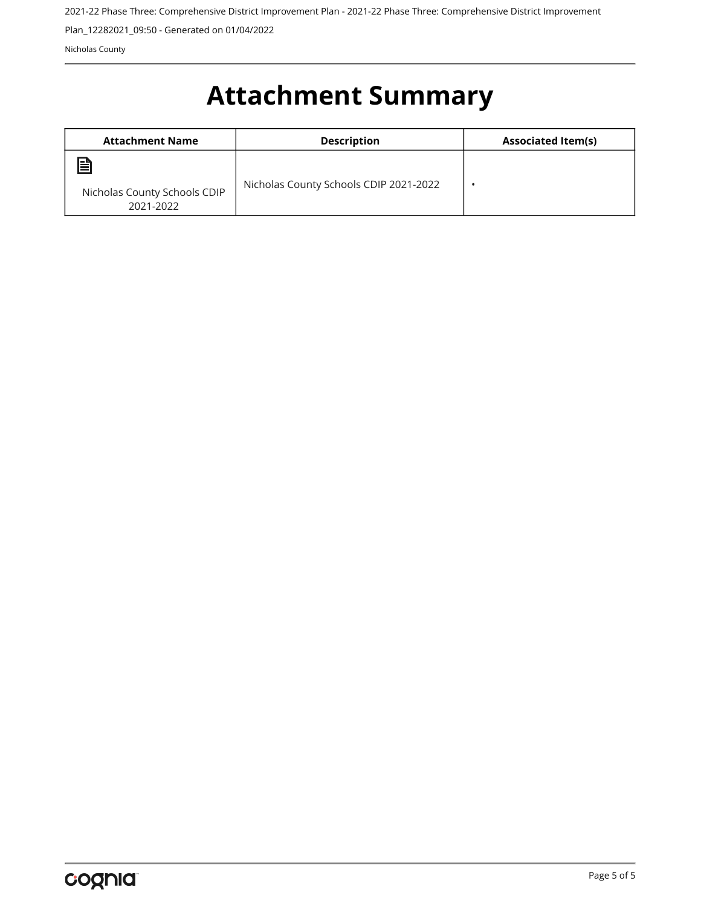# Attachment Summary

| Attachment Name | Description | Associated Item(s) |
|---|---|---|
| Nicholas County Schools CDIP 2021-2022 | Nicholas County Schools CDIP 2021-2022 | • |